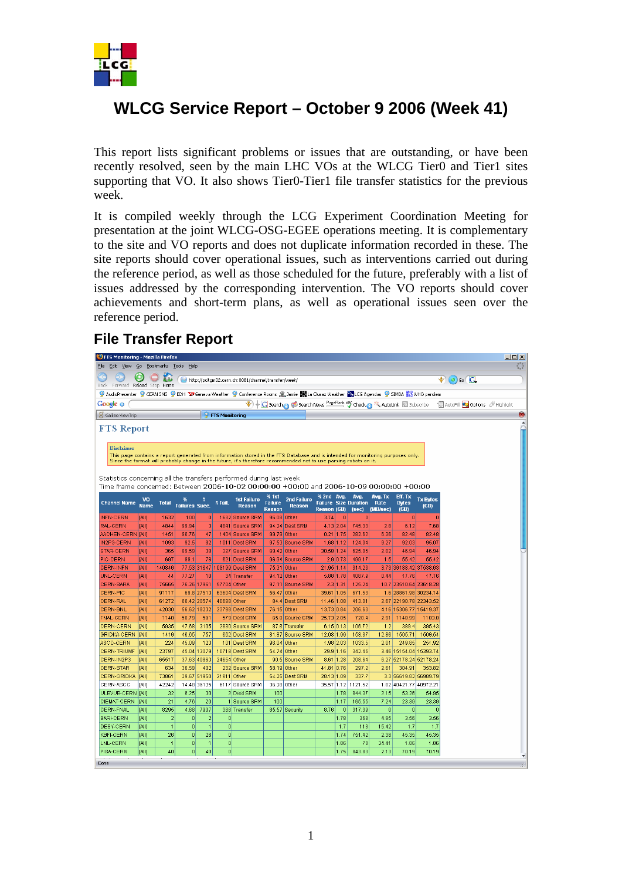# WLCG Service Report – October 9 2006 (Week 41)

This report lists significant problems or issues that are outstanding, or have been recently resolved, seen by the main LHC VOs at the WLCG Tier0 and Tier1 sites supporting that VO. It also shows Tier0-Tier1 file transfer statistics for the previous week.

It is compiled weekly through the LCG Experiment Coordination Meeting for presentation at the joint WLCG-OSG-EGEE operations meeting. It is complementary to the site and VO reports and does not duplicate information recorded in these. The site reports should cover operational issues, such as interventions carried out during the reference period, as well as those scheduled for the future, preferably with a list of issues addressed by the corresponding intervention. The VO reports should cover achievements and short-term plans, as well as operational issues seen over the reference period.

## File Transfer Report

### FTS Report

**Disclaimer**
This page contains a report generated from information stored in the FTS Database and is intended for monitoring purposes only. Since the format will probably change in the future, it's therefore recommended not to use parsing robots on it.

Statistics concerning all the transfers performed during last week
Time frame concerned: Between 2006-10-02 00:00:00 +00:00 and 2006-10-09 00:00:00 +00:00

| Channel Name | VO Name | Total | % Failures | # Succ. | # Fail. | 1st Failure Reason | % 1st Failure Reason | 2nd Failure Reason | % 2nd Failure Reason | Avg. Size (GB) | Avg. Duration (sec) | Avg. Tx Rate (MB/sec) | Eff. Tx Bytes (GB) | Tx Bytes (GB) |
|---|---|---|---|---|---|---|---|---|---|---|---|---|---|---|
| INFN-CERN | [All] | 1632 | 100 | 0 | 1632 | Source SRM | 96.08 | Other | 3.74 | 0 | 0 | | 0 | 0 |
| RAL-CERN | [All] | 4844 | 99.94 | 3 | 4841 | Source SRM | 94.24 | Dest SRM | 4.13 | 2.04 | 745.33 | 2.8 | 6.12 | 7.68 |
| AACHEN-CERN | [All] | 1451 | 96.76 | 47 | 1404 | Source SRM | 99.79 | Other | 0.21 | 1.75 | 392.82 | 6.36 | 82.48 | 82.48 |
| IN2P3-CERN | [All] | 1093 | 92.5 | 82 | 1011 | Dest SRM | 97.53 | Source SRM | 1.68 | 1.12 | 124.04 | 8.27 | 92.03 | 95.07 |
| STAR-CERN | [All] | 365 | 89.59 | 38 | 327 | Source SRM | 69.42 | Other | 30.58 | 1.24 | 625.05 | 2.02 | 46.94 | 46.94 |
| PIC-CERN | [All] | 697 | 89.1 | 76 | 621 | Dest SRM | 96.94 | Source SRM | 2.9 | 0.73 | 493.17 | 1.5 | 55.42 | 55.42 |
| CERN-INFN | [All] | 140846 | 77.53 | 31647 | 109199 | Dest SRM | 75.31 | Other | 21.95 | 1.14 | 314.28 | 3.73 | 36188.42 | 37538.63 |
| UNL-CERN | [All] | 44 | 77.27 | 10 | 34 | Transfer | 94.12 | Other | 5.88 | 1.78 | 4087.8 | 0.44 | 17.76 | 17.76 |
| CERN-SARA | [All] | 75665 | 76.26 | 17961 | 57704 | Other | 97.11 | Source SRM | 2.3 | 1.31 | 125.24 | 10.7 | 23510.64 | 23618.28 |
| CERN-PIC | [All] | 91117 | 69.8 | 27513 | 63604 | Dest SRM | 58.47 | Other | 39.61 | 1.05 | 671.53 | 1.6 | 28861.93 | 30234.14 |
| CERN-RAL | [All] | 61272 | 66.42 | 20574 | 40698 | Other | 84.4 | Dest SRM | 11.46 | 1.08 | 413.01 | 2.67 | 22190.78 | 22343.52 |
| CERN-BNL | [All] | 42030 | 56.62 | 18232 | 23798 | Dest SRM | 76.15 | Other | 13.73 | 0.84 | 206.63 | 4.16 | 15306.77 | 15419.37 |
| FNAL-CERN | [All] | 1140 | 50.79 | 561 | 579 | Dest SRM | 65.9 | Source SRM | 25.73 | 2.05 | 720.4 | 2.91 | 1148.99 | 1183.8 |
| CERN-CERN | [All] | 5935 | 47.68 | 3105 | 2830 | Source SRM | 87.6 | Transfer | 6.15 | 0.13 | 106.72 | 1.2 | 389.4 | 395.43 |
| GRIDKA-CERN | [All] | 1419 | 46.65 | 757 | 662 | Dest SRM | 81.87 | Source SRM | 12.08 | 1.99 | 158.37 | 12.86 | 1505.71 | 1509.54 |
| ASCC-CERN | [All] | 224 | 45.09 | 123 | 101 | Dest SRM | 96.04 | Other | 1.98 | 2.03 | 1033.5 | 2.01 | 249.65 | 251.92 |
| CERN-TRIUMF | [All] | 23797 | 45.04 | 13079 | 10718 | Dest SRM | 54.74 | Other | 29.9 | 1.16 | 342.46 | 3.46 | 15154.04 | 15393.74 |
| CERN-IN2P3 | [All] | 65517 | 37.63 | 40863 | 24654 | Other | 90.5 | Source SRM | 8.61 | 1.28 | 208.64 | 6.27 | 52178.24 | 52178.24 |
| CERN-STAR | [All] | 634 | 36.59 | 402 | 232 | Source SRM | 58.19 | Other | 41.81 | 0.76 | 297.2 | 2.61 | 304.91 | 353.82 |
| CERN-GRIDKA | [All] | 73861 | 29.67 | 51950 | 21911 | Other | 54.25 | Dest SRM | 28.13 | 1.09 | 337.7 | 3.3 | 56619.82 | 56909.79 |
| CERN-ASCC | [All] | 42242 | 14.48 | 36125 | 6117 | Source SRM | 36.28 | Other | 35.57 | 1.12 | 1121.52 | 1.02 | 40421.77 | 40972.21 |
| ULBVUB-CERN | [All] | 32 | 6.25 | 30 | 2 | Dest SRM | 100 | | | 1.78 | 844.37 | 2.15 | 53.28 | 54.95 |
| CIEMAT-CERN | [All] | 21 | 4.76 | 20 | 1 | Source SRM | 100 | | | 1.17 | 185.55 | 7.24 | 23.39 | 23.39 |
| CERN-FNAL | [All] | 8295 | 4.68 | 7907 | 388 | Transfer | 85.57 | Security | 8.76 | 0 | 317.39 | 0 | 0 | 0 |
| BARI-CERN | [All] | 2 | 0 | 2 | 0 | | | | | 1.78 | 368 | 4.95 | 3.56 | 3.56 |
| DESY-CERN | [All] | 1 | 0 | 1 | 0 | | | | | 1.7 | 113 | 15.42 | 1.7 | 1.7 |
| KBFI-CERN | [All] | 26 | 0 | 26 | 0 | | | | | 1.74 | 751.42 | 2.38 | 45.35 | 45.35 |
| LNL-CERN | [All] | 1 | 0 | 1 | 0 | | | | | 1.86 | 78 | 24.41 | 1.86 | 1.86 |
| PISA-CERN | [All] | 40 | 0 | 40 | 0 | | | | | 1.75 | 843.83 | 2.13 | 70.19 | 70.19 |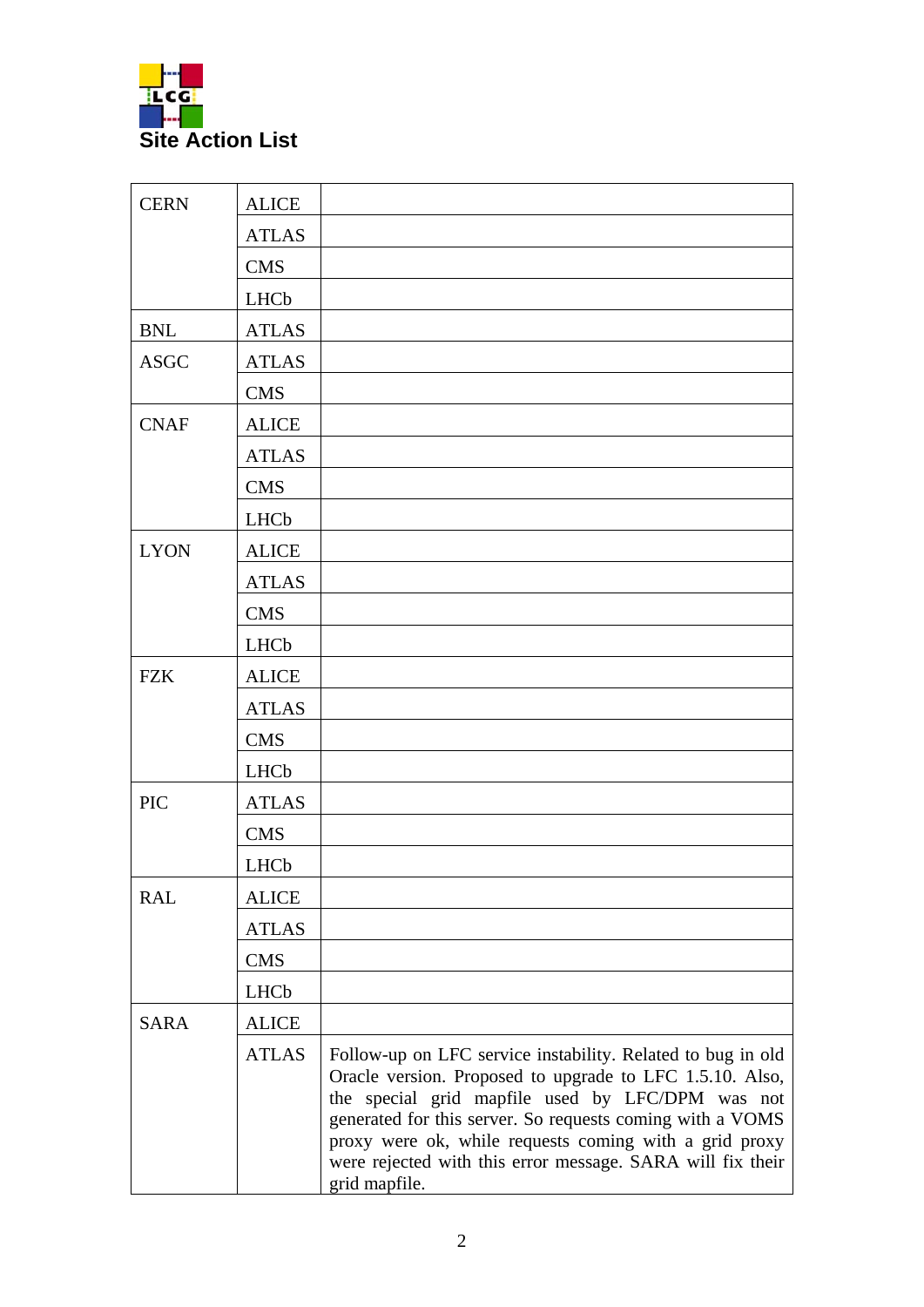# Site Action List

| | | |
|---|---|---|
| CERN | ALICE | |
| | ATLAS | |
| | CMS | |
| | LHCb | |
| BNL | ATLAS | |
| ASGC | ATLAS | |
| | CMS | |
| CNAF | ALICE | |
| | ATLAS | |
| | CMS | |
| | LHCb | |
| LYON | ALICE | |
| | ATLAS | |
| | CMS | |
| | LHCb | |
| FZK | ALICE | |
| | ATLAS | |
| | CMS | |
| | LHCb | |
| PIC | ATLAS | |
| | CMS | |
| | LHCb | |
| RAL | ALICE | |
| | ATLAS | |
| | CMS | |
| | LHCb | |
| SARA | ALICE | |
| | ATLAS | Follow-up on LFC service instability. Related to bug in old Oracle version. Proposed to upgrade to LFC 1.5.10. Also, the special grid mapfile used by LFC/DPM was not generated for this server. So requests coming with a VOMS proxy were ok, while requests coming with a grid proxy were rejected with this error message. SARA will fix their grid mapfile. |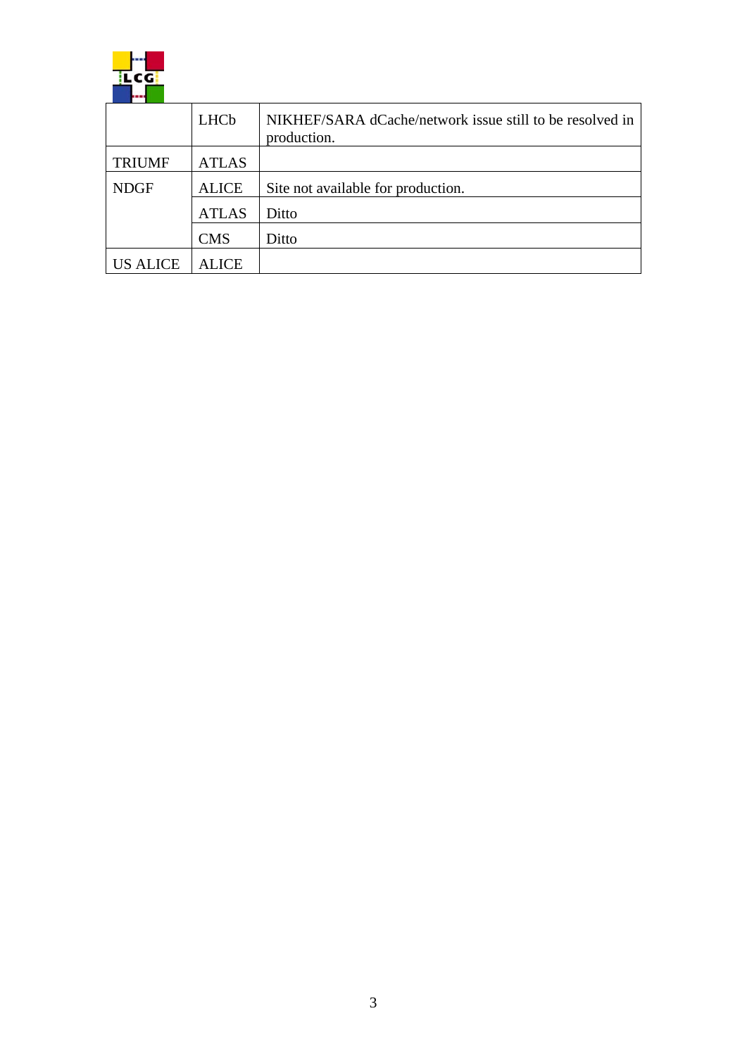| | | |
|---|---|---|
| | LHCb | NIKHEF/SARA dCache/network issue still to be resolved in production. |
| TRIUMF | ATLAS | |
| NDGF | ALICE | Site not available for production. |
| | ATLAS | Ditto |
| | CMS | Ditto |
| US ALICE | ALICE | |